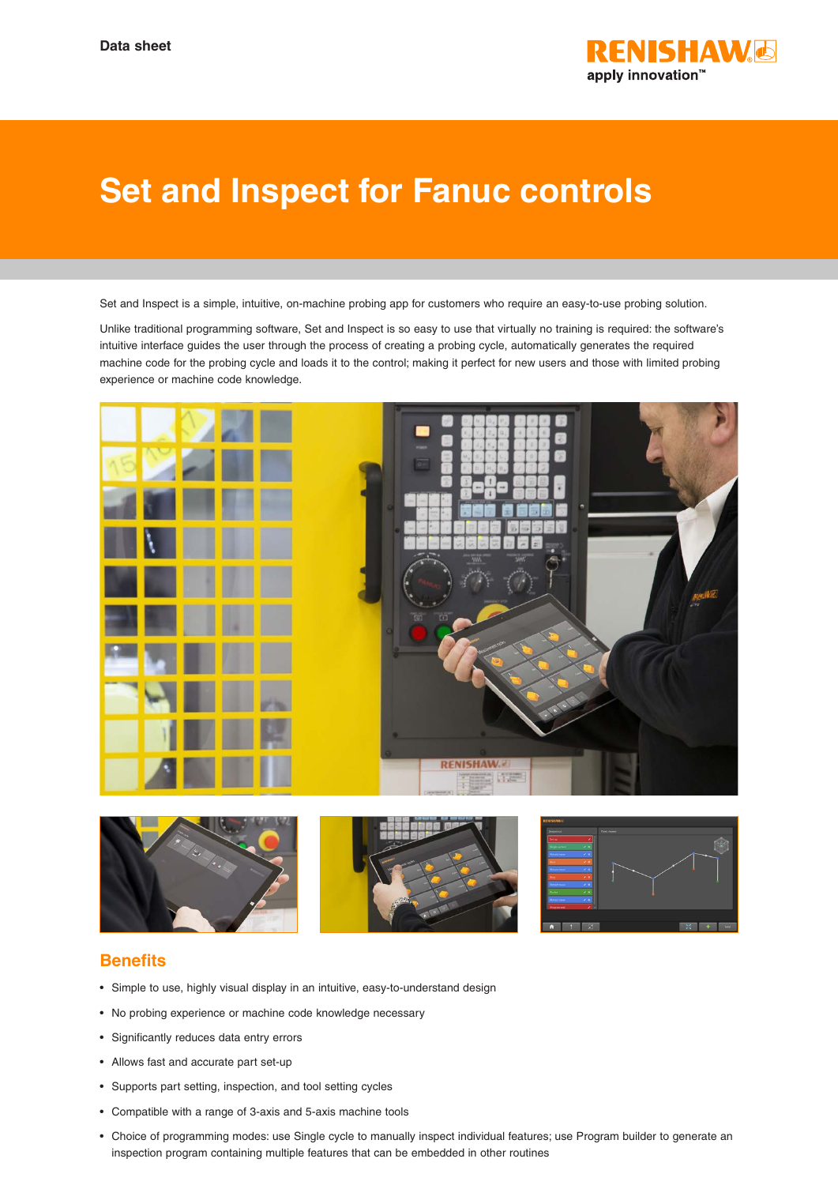Data sheet

# Set and Inspect for Fanuc controls

Set and Inspect is a simple, intuitive, on-machine probing app for customers who require an easy-to-use probing solution.

Unlike traditional programming software, Set and Inspect is so easy to use that virtually no training is required: the software's intuitive interface guides the user through the process of creating a probing cycle, automatically generates the required machine code for the probing cycle and loads it to the control; making it perfect for new users and those with limited probing experience or machine code knowledge.

## Benefits

- Simple to use, highly visual display in an intuitive, easy-to-understand design
- No probing experience or machine code knowledge necessary
- Significantly reduces data entry errors
- Allows fast and accurate part set-up
- Supports part setting, inspection, and tool setting cycles
- Compatible with a range of 3-axis and 5-axis machine tools
- Choice of programming modes: use Single cycle to manually inspect individual features; use Program builder to generate an inspection program containing multiple features that can be embedded in other routines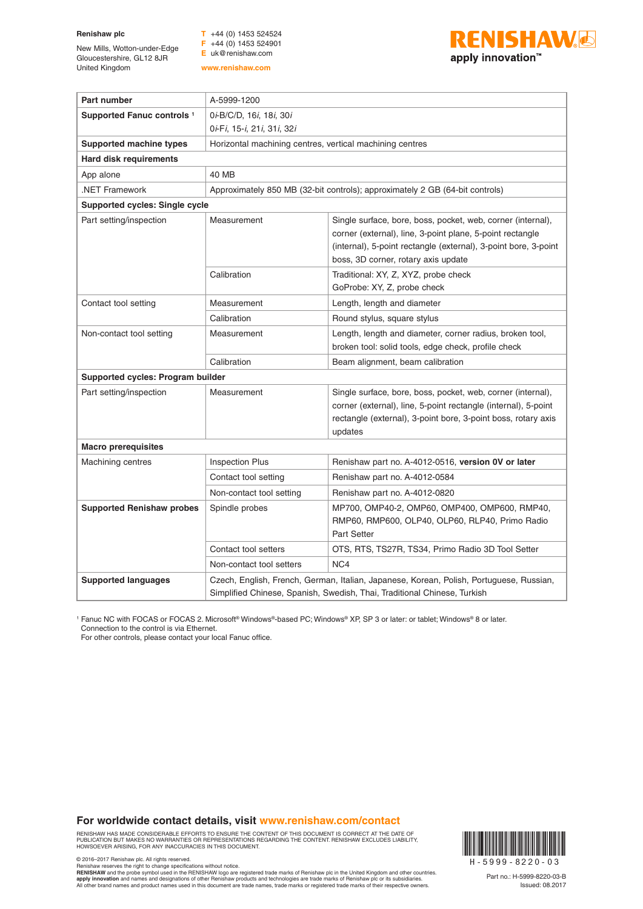**Renishaw plc**

New Mills, Wotton-under-Edge
Gloucestershire, GL12 8JR
United Kingdom

**T** +44 (0) 1453 524524
**F** +44 (0) 1453 524901
**E** uk@renishaw.com

www.renishaw.com

**RENISHAW** apply innovation™

| | | |
|---|---|---|
| **Part number** | A-5999-1200 | |
| **Supported Fanuc controls** [1] | 0*i*-B/C/D, 16*i*, 18*i*, 30*i*<br>0*i*-F*i*, 15-*i*, 21*i*, 31*i*, 32*i* | |
| **Supported machine types** | Horizontal machining centres, vertical machining centres | |
| **Hard disk requirements** | | |
| App alone | 40 MB | |
| .NET Framework | Approximately 850 MB (32-bit controls); approximately 2 GB (64-bit controls) | |
| **Supported cycles: Single cycle** | | |
| Part setting/inspection | Measurement | Single surface, bore, boss, pocket, web, corner (internal), corner (external), line, 3-point plane, 5-point rectangle (internal), 5-point rectangle (external), 3-point bore, 3-point boss, 3D corner, rotary axis update |
| | Calibration | Traditional: XY, Z, XYZ, probe check<br>GoProbe: XY, Z, probe check |
| Contact tool setting | Measurement | Length, length and diameter |
| | Calibration | Round stylus, square stylus |
| Non-contact tool setting | Measurement | Length, length and diameter, corner radius, broken tool, broken tool: solid tools, edge check, profile check |
| | Calibration | Beam alignment, beam calibration |
| **Supported cycles: Program builder** | | |
| Part setting/inspection | Measurement | Single surface, bore, boss, pocket, web, corner (internal), corner (external), line, 5-point rectangle (internal), 5-point rectangle (external), 3-point bore, 3-point boss, rotary axis updates |
| **Macro prerequisites** | | |
| Machining centres | Inspection Plus | Renishaw part no. A-4012-0516, **version 0V or later** |
| | Contact tool setting | Renishaw part no. A-4012-0584 |
| | Non-contact tool setting | Renishaw part no. A-4012-0820 |
| **Supported Renishaw probes** | Spindle probes | MP700, OMP40-2, OMP60, OMP400, OMP600, RMP40, RMP60, RMP600, OLP40, OLP60, RLP40, Primo Radio Part Setter |
| | Contact tool setters | OTS, RTS, TS27R, TS34, Primo Radio 3D Tool Setter |
| | Non-contact tool setters | NC4 |
| **Supported languages** | Czech, English, French, German, Italian, Japanese, Korean, Polish, Portuguese, Russian, Simplified Chinese, Spanish, Swedish, Thai, Traditional Chinese, Turkish | |

[1] Fanuc NC with FOCAS or FOCAS 2. Microsoft® Windows®-based PC; Windows® XP, SP 3 or later: or tablet; Windows® 8 or later.
Connection to the control is via Ethernet.
For other controls, please contact your local Fanuc office.

## For worldwide contact details, visit www.renishaw.com/contact

RENISHAW HAS MADE CONSIDERABLE EFFORTS TO ENSURE THE CONTENT OF THIS DOCUMENT IS CORRECT AT THE DATE OF PUBLICATION BUT MAKES NO WARRANTIES OR REPRESENTATIONS REGARDING THE CONTENT. RENISHAW EXCLUDES LIABILITY, HOWSOEVER ARISING, FOR ANY INACCURACIES IN THIS DOCUMENT.

© 2016–2017 Renishaw plc. All rights reserved.
Renishaw reserves the right to change specifications without notice.
**RENISHAW** and the probe symbol used in the RENISHAW logo are registered trade marks of Renishaw plc in the United Kingdom and other countries. **apply innovation** and names and designations of other Renishaw products and technologies are trade marks of Renishaw plc or its subsidiaries.
All other brand names and product names used in this document are trade names, trade marks or registered trade marks of their respective owners.

H-5999-8220-03

Part no.: H-5999-8220-03-B
Issued: 08.2017